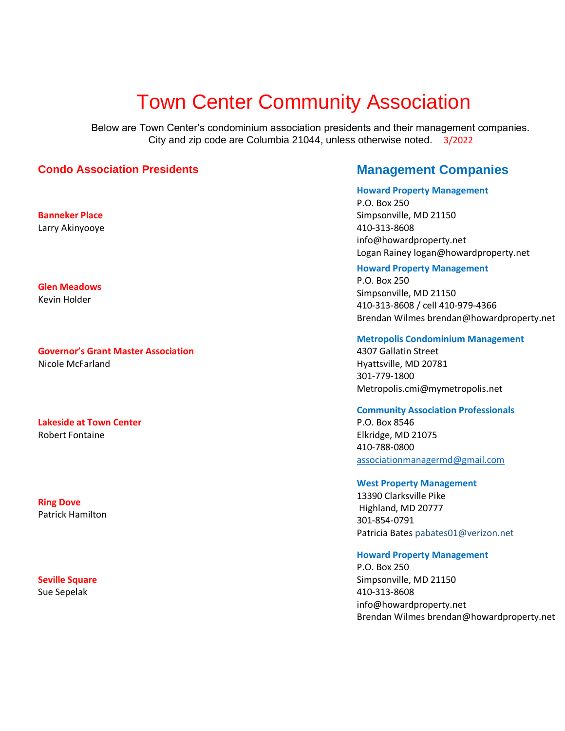# Town Center Community Association

Below are Town Center's condominium association presidents and their management companies.
City and zip code are Columbia 21044, unless otherwise noted. 3/2022

| Condo Association Presidents | Management Companies |
|---|---|
| **Banneker Place**<br>Larry Akinyooye | **Howard Property Management**<br>P.O. Box 250<br>Simpsonville, MD 21150<br>410-313-8608<br>info@howardproperty.net<br>Logan Rainey logan@howardproperty.net |
| **Glen Meadows**<br>Kevin Holder | **Howard Property Management**<br>P.O. Box 250<br>Simpsonville, MD 21150<br>410-313-8608 / cell 410-979-4366<br>Brendan Wilmes brendan@howardproperty.net |
| **Governor's Grant Master Association**<br>Nicole McFarland | **Metropolis Condominium Management**<br>4307 Gallatin Street<br>Hyattsville, MD 20781<br>301-779-1800<br>Metropolis.cmi@mymetropolis.net |
| **Lakeside at Town Center**<br>Robert Fontaine | **Community Association Professionals**<br>P.O. Box 8546<br>Elkridge, MD 21075<br>410-788-0800<br>associationmanagermd@gmail.com |
| **Ring Dove**<br>Patrick Hamilton | **West Property Management**<br>13390 Clarksville Pike<br>Highland, MD 20777<br>301-854-0791<br>Patricia Bates pabates01@verizon.net |
| **Seville Square**<br>Sue Sepelak | **Howard Property Management**<br>P.O. Box 250<br>Simpsonville, MD 21150<br>410-313-8608<br>info@howardproperty.net<br>Brendan Wilmes brendan@howardproperty.net |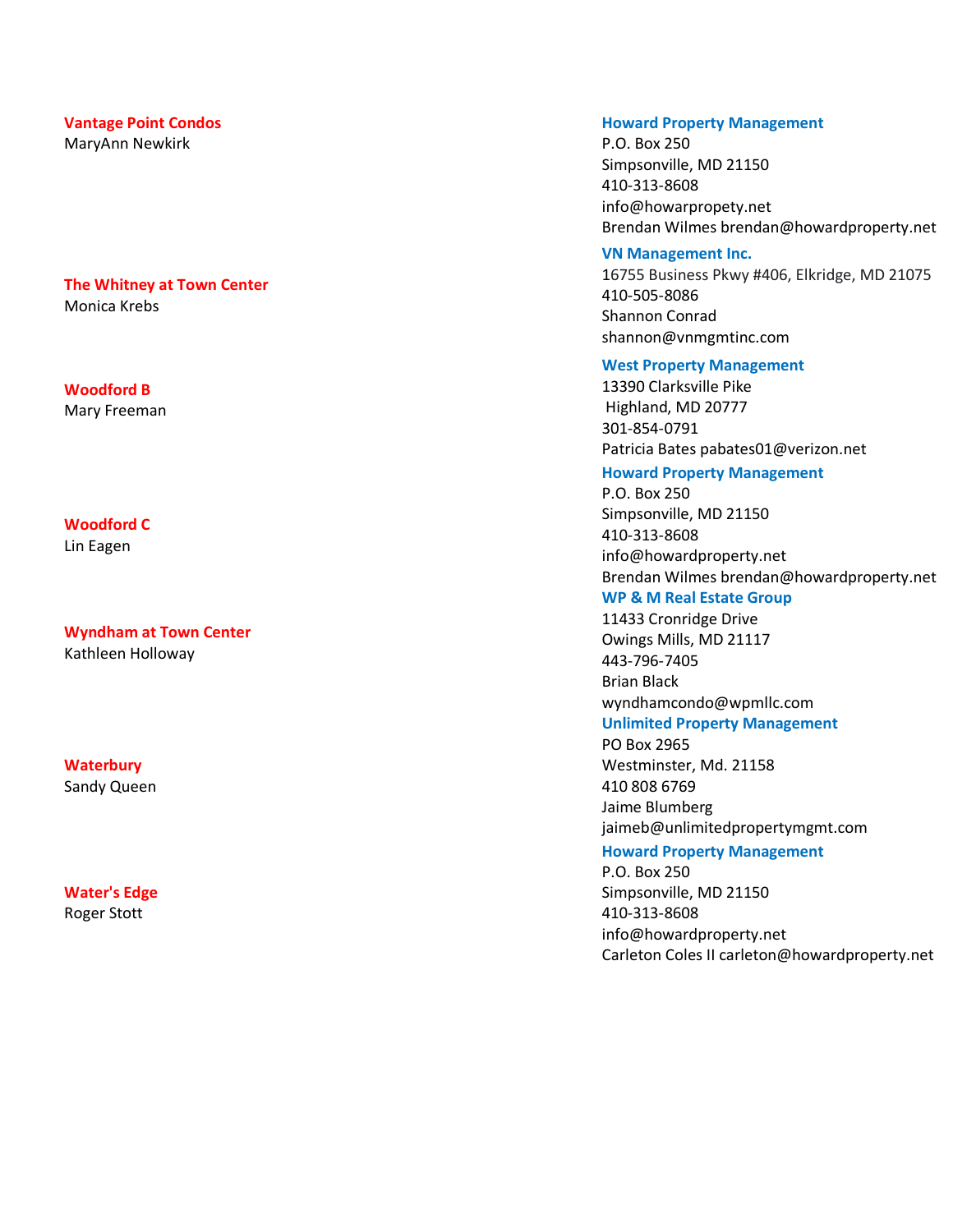**Vantage Point Condos**
MaryAnn Newkirk

**Howard Property Management**
P.O. Box 250
Simpsonville, MD 21150
410-313-8608
info@howarpropety.net
Brendan Wilmes brendan@howardproperty.net

**The Whitney at Town Center**
Monica Krebs

**VN Management Inc.**
16755 Business Pkwy #406, Elkridge, MD 21075
410-505-8086
Shannon Conrad
shannon@vnmgmtinc.com

**Woodford B**
Mary Freeman

**West Property Management**
13390 Clarksville Pike
Highland, MD 20777
301-854-0791
Patricia Bates pabates01@verizon.net

**Woodford C**
Lin Eagen

**Howard Property Management**
P.O. Box 250
Simpsonville, MD 21150
410-313-8608
info@howardproperty.net
Brendan Wilmes brendan@howardproperty.net

**Wyndham at Town Center**
Kathleen Holloway

**WP & M Real Estate Group**
11433 Cronridge Drive
Owings Mills, MD 21117
443-796-7405
Brian Black
wyndhamcondo@wpmllc.com

**Waterbury**
Sandy Queen

**Unlimited Property Management**
PO Box 2965
Westminster, Md. 21158
410 808 6769
Jaime Blumberg
jaimeb@unlimitedpropertymgmt.com

**Water's Edge**
Roger Stott

**Howard Property Management**
P.O. Box 250
Simpsonville, MD 21150
410-313-8608
info@howardproperty.net
Carleton Coles II carleton@howardproperty.net